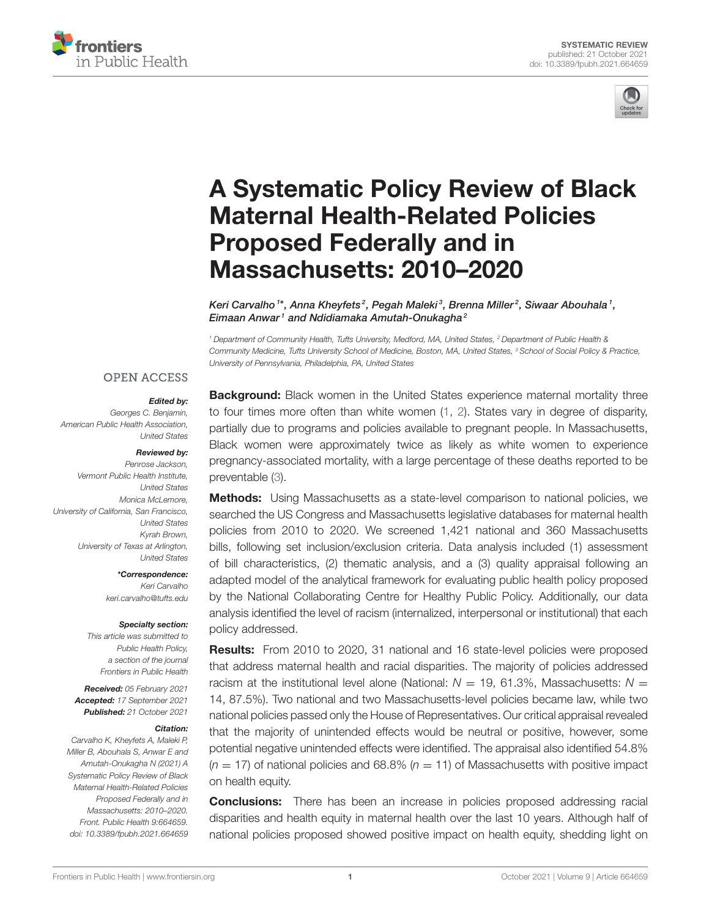SYSTEMATIC REVIEW
published: 21 October 2021
doi: 10.3389/fpubh.2021.664659

# A Systematic Policy Review of Black Maternal Health-Related Policies Proposed Federally and in Massachusetts: 2010–2020

*Keri Carvalho[1]*, Anna Kheyfets[2], Pegah Maleki[3], Brenna Miller[2], Siwaar Abouhala[1], Eimaan Anwar[1] and Ndidiamaka Amutah-Onukagha[2]*

[1] Department of Community Health, Tufts University, Medford, MA, United States, [2] Department of Public Health & Community Medicine, Tufts University School of Medicine, Boston, MA, United States, [3] School of Social Policy & Practice, University of Pennsylvania, Philadelphia, PA, United States

OPEN ACCESS

***Edited by:***
*Georges C. Benjamin, American Public Health Association, United States*

***Reviewed by:***
*Penrose Jackson, Vermont Public Health Institute, United States*
*Monica McLemore, University of California, San Francisco, United States*
*Kyrah Brown, University of Texas at Arlington, United States*

***\*Correspondence:***
*Keri Carvalho*
*keri.carvalho@tufts.edu*

***Specialty section:***
*This article was submitted to Public Health Policy, a section of the journal Frontiers in Public Health*

***Received:*** *05 February 2021*
***Accepted:*** *17 September 2021*
***Published:*** *21 October 2021*

***Citation:***
*Carvalho K, Kheyfets A, Maleki P, Miller B, Abouhala S, Anwar E and Amutah-Onukagha N (2021) A Systematic Policy Review of Black Maternal Health-Related Policies Proposed Federally and in Massachusetts: 2010–2020. Front. Public Health 9:664659. doi: 10.3389/fpubh.2021.664659*

**Background:** Black women in the United States experience maternal mortality three to four times more often than white women (1, 2). States vary in degree of disparity, partially due to programs and policies available to pregnant people. In Massachusetts, Black women were approximately twice as likely as white women to experience pregnancy-associated mortality, with a large percentage of these deaths reported to be preventable (3).

**Methods:** Using Massachusetts as a state-level comparison to national policies, we searched the US Congress and Massachusetts legislative databases for maternal health policies from 2010 to 2020. We screened 1,421 national and 360 Massachusetts bills, following set inclusion/exclusion criteria. Data analysis included (1) assessment of bill characteristics, (2) thematic analysis, and a (3) quality appraisal following an adapted model of the analytical framework for evaluating public health policy proposed by the National Collaborating Centre for Healthy Public Policy. Additionally, our data analysis identified the level of racism (internalized, interpersonal or institutional) that each policy addressed.

**Results:** From 2010 to 2020, 31 national and 16 state-level policies were proposed that address maternal health and racial disparities. The majority of policies addressed racism at the institutional level alone (National: $N = 19$, 61.3%, Massachusetts: $N = 14$, 87.5%). Two national and two Massachusetts-level policies became law, while two national policies passed only the House of Representatives. Our critical appraisal revealed that the majority of unintended effects would be neutral or positive, however, some potential negative unintended effects were identified. The appraisal also identified 54.8% ($n = 17$) of national policies and 68.8% ($n = 11$) of Massachusetts with positive impact on health equity.

**Conclusions:** There has been an increase in policies proposed addressing racial disparities and health equity in maternal health over the last 10 years. Although half of national policies proposed showed positive impact on health equity, shedding light on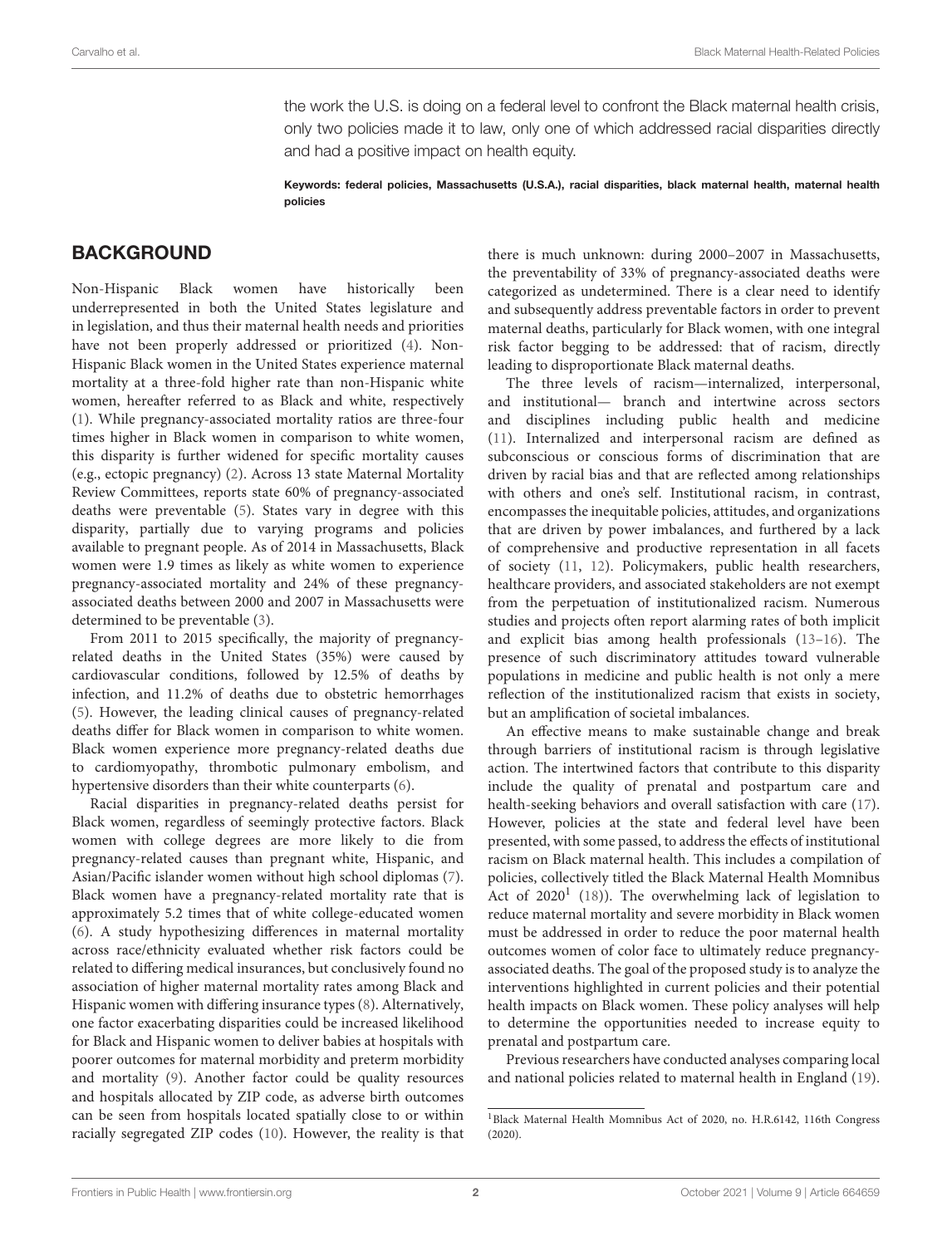the work the U.S. is doing on a federal level to confront the Black maternal health crisis, only two policies made it to law, only one of which addressed racial disparities directly and had a positive impact on health equity.

**Keywords: federal policies, Massachusetts (U.S.A.), racial disparities, black maternal health, maternal health policies**

## BACKGROUND

Non-Hispanic Black women have historically been underrepresented in both the United States legislature and in legislation, and thus their maternal health needs and priorities have not been properly addressed or prioritized (4). Non-Hispanic Black women in the United States experience maternal mortality at a three-fold higher rate than non-Hispanic white women, hereafter referred to as Black and white, respectively (1). While pregnancy-associated mortality ratios are three-four times higher in Black women in comparison to white women, this disparity is further widened for specific mortality causes (e.g., ectopic pregnancy) (2). Across 13 state Maternal Mortality Review Committees, reports state 60% of pregnancy-associated deaths were preventable (5). States vary in degree with this disparity, partially due to varying programs and policies available to pregnant people. As of 2014 in Massachusetts, Black women were 1.9 times as likely as white women to experience pregnancy-associated mortality and 24% of these pregnancy-associated deaths between 2000 and 2007 in Massachusetts were determined to be preventable (3).

From 2011 to 2015 specifically, the majority of pregnancy-related deaths in the United States (35%) were caused by cardiovascular conditions, followed by 12.5% of deaths by infection, and 11.2% of deaths due to obstetric hemorrhages (5). However, the leading clinical causes of pregnancy-related deaths differ for Black women in comparison to white women. Black women experience more pregnancy-related deaths due to cardiomyopathy, thrombotic pulmonary embolism, and hypertensive disorders than their white counterparts (6).

Racial disparities in pregnancy-related deaths persist for Black women, regardless of seemingly protective factors. Black women with college degrees are more likely to die from pregnancy-related causes than pregnant white, Hispanic, and Asian/Pacific islander women without high school diplomas (7). Black women have a pregnancy-related mortality rate that is approximately 5.2 times that of white college-educated women (6). A study hypothesizing differences in maternal mortality across race/ethnicity evaluated whether risk factors could be related to differing medical insurances, but conclusively found no association of higher maternal mortality rates among Black and Hispanic women with differing insurance types (8). Alternatively, one factor exacerbating disparities could be increased likelihood for Black and Hispanic women to deliver babies at hospitals with poorer outcomes for maternal morbidity and preterm morbidity and mortality (9). Another factor could be quality resources and hospitals allocated by ZIP code, as adverse birth outcomes can be seen from hospitals located spatially close to or within racially segregated ZIP codes (10). However, the reality is that there is much unknown: during 2000–2007 in Massachusetts, the preventability of 33% of pregnancy-associated deaths were categorized as undetermined. There is a clear need to identify and subsequently address preventable factors in order to prevent maternal deaths, particularly for Black women, with one integral risk factor begging to be addressed: that of racism, directly leading to disproportionate Black maternal deaths.

The three levels of racism—internalized, interpersonal, and institutional— branch and intertwine across sectors and disciplines including public health and medicine (11). Internalized and interpersonal racism are defined as subconscious or conscious forms of discrimination that are driven by racial bias and that are reflected among relationships with others and one's self. Institutional racism, in contrast, encompasses the inequitable policies, attitudes, and organizations that are driven by power imbalances, and furthered by a lack of comprehensive and productive representation in all facets of society (11, 12). Policymakers, public health researchers, healthcare providers, and associated stakeholders are not exempt from the perpetuation of institutionalized racism. Numerous studies and projects often report alarming rates of both implicit and explicit bias among health professionals (13–16). The presence of such discriminatory attitudes toward vulnerable populations in medicine and public health is not only a mere reflection of the institutionalized racism that exists in society, but an amplification of societal imbalances.

An effective means to make sustainable change and break through barriers of institutional racism is through legislative action. The intertwined factors that contribute to this disparity include the quality of prenatal and postpartum care and health-seeking behaviors and overall satisfaction with care (17). However, policies at the state and federal level have been presented, with some passed, to address the effects of institutional racism on Black maternal health. This includes a compilation of policies, collectively titled the Black Maternal Health Momnibus Act of 2020[1] (18)). The overwhelming lack of legislation to reduce maternal mortality and severe morbidity in Black women must be addressed in order to reduce the poor maternal health outcomes women of color face to ultimately reduce pregnancy-associated deaths. The goal of the proposed study is to analyze the interventions highlighted in current policies and their potential health impacts on Black women. These policy analyses will help to determine the opportunities needed to increase equity to prenatal and postpartum care.

Previous researchers have conducted analyses comparing local and national policies related to maternal health in England (19).

[1] Black Maternal Health Momnibus Act of 2020, no. H.R.6142, 116th Congress (2020).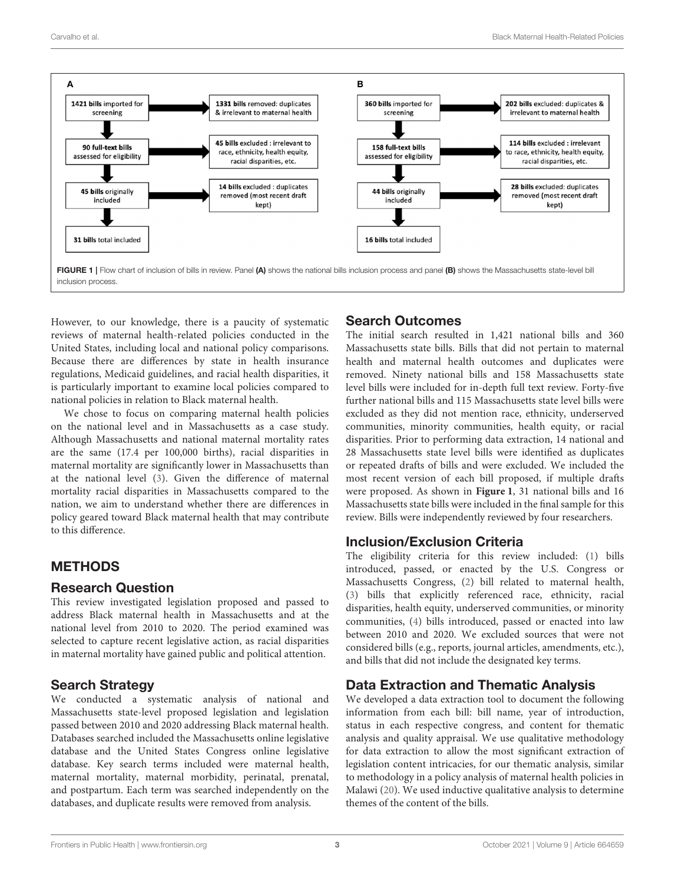**A**

- **1421 bills** imported for screening → **1331 bills** removed: duplicates & irrelevant to maternal health
- **90 full-text bills** assessed for eligibility → **45 bills** excluded : irrelevant to race, ethnicity, health equity, racial disparities, etc.
- **45 bills** originally included → **14 bills** excluded : duplicates removed (most recent draft kept)
- **31 bills** total included

**B**

- **360 bills** imported for screening → **202 bills** excluded: duplicates & irrelevant to maternal health
- **158 full-text bills** assessed for eligibility → **114 bills** excluded : irrelevant to race, ethnicity, health equity, racial disparities, etc.
- **44 bills** originally included → **28 bills** excluded: duplicates removed (most recent draft kept)
- **16 bills** total included

**FIGURE 1** | Flow chart of inclusion of bills in review. Panel **(A)** shows the national bills inclusion process and panel **(B)** shows the Massachusetts state-level bill inclusion process.

However, to our knowledge, there is a paucity of systematic reviews of maternal health-related policies conducted in the United States, including local and national policy comparisons. Because there are differences by state in health insurance regulations, Medicaid guidelines, and racial health disparities, it is particularly important to examine local policies compared to national policies in relation to Black maternal health.

We chose to focus on comparing maternal health policies on the national level and in Massachusetts as a case study. Although Massachusetts and national maternal mortality rates are the same (17.4 per 100,000 births), racial disparities in maternal mortality are significantly lower in Massachusetts than at the national level (3). Given the difference of maternal mortality racial disparities in Massachusetts compared to the nation, we aim to understand whether there are differences in policy geared toward Black maternal health that may contribute to this difference.

## METHODS

### Research Question

This review investigated legislation proposed and passed to address Black maternal health in Massachusetts and at the national level from 2010 to 2020. The period examined was selected to capture recent legislative action, as racial disparities in maternal mortality have gained public and political attention.

### Search Strategy

We conducted a systematic analysis of national and Massachusetts state-level proposed legislation and legislation passed between 2010 and 2020 addressing Black maternal health. Databases searched included the Massachusetts online legislative database and the United States Congress online legislative database. Key search terms included were maternal health, maternal mortality, maternal morbidity, perinatal, prenatal, and postpartum. Each term was searched independently on the databases, and duplicate results were removed from analysis.

### Search Outcomes

The initial search resulted in 1,421 national bills and 360 Massachusetts state bills. Bills that did not pertain to maternal health and maternal health outcomes and duplicates were removed. Ninety national bills and 158 Massachusetts state level bills were included for in-depth full text review. Forty-five further national bills and 115 Massachusetts state level bills were excluded as they did not mention race, ethnicity, underserved communities, minority communities, health equity, or racial disparities. Prior to performing data extraction, 14 national and 28 Massachusetts state level bills were identified as duplicates or repeated drafts of bills and were excluded. We included the most recent version of each bill proposed, if multiple drafts were proposed. As shown in **Figure 1**, 31 national bills and 16 Massachusetts state bills were included in the final sample for this review. Bills were independently reviewed by four researchers.

### Inclusion/Exclusion Criteria

The eligibility criteria for this review included: (1) bills introduced, passed, or enacted by the U.S. Congress or Massachusetts Congress, (2) bill related to maternal health, (3) bills that explicitly referenced race, ethnicity, racial disparities, health equity, underserved communities, or minority communities, (4) bills introduced, passed or enacted into law between 2010 and 2020. We excluded sources that were not considered bills (e.g., reports, journal articles, amendments, etc.), and bills that did not include the designated key terms.

### Data Extraction and Thematic Analysis

We developed a data extraction tool to document the following information from each bill: bill name, year of introduction, status in each respective congress, and content for thematic analysis and quality appraisal. We use qualitative methodology for data extraction to allow the most significant extraction of legislation content intricacies, for our thematic analysis, similar to methodology in a policy analysis of maternal health policies in Malawi (20). We used inductive qualitative analysis to determine themes of the content of the bills.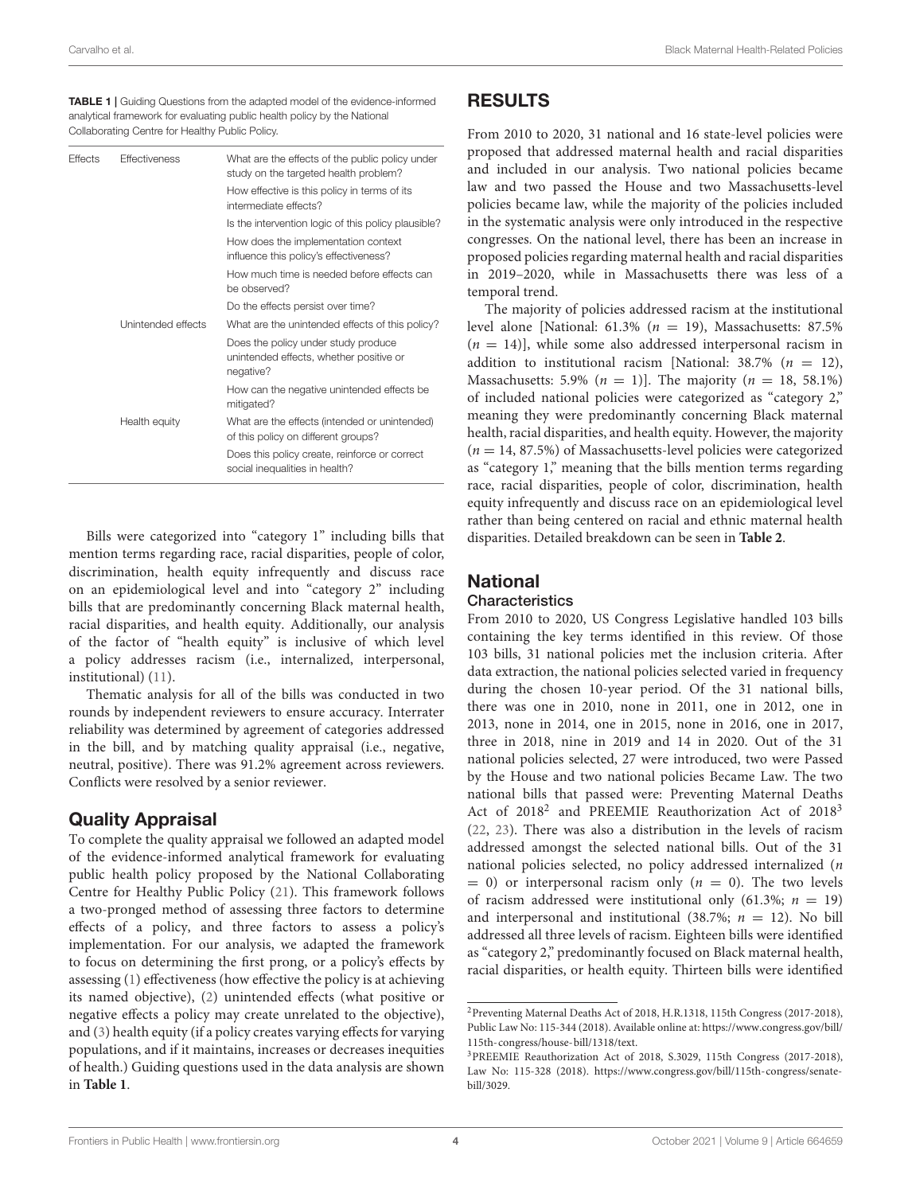**TABLE 1** | Guiding Questions from the adapted model of the evidence-informed analytical framework for evaluating public health policy by the National Collaborating Centre for Healthy Public Policy.

| | | |
|---|---|---|
| Effects | Effectiveness | What are the effects of the public policy under study on the targeted health problem? |
| | | How effective is this policy in terms of its intermediate effects? |
| | | Is the intervention logic of this policy plausible? |
| | | How does the implementation context influence this policy's effectiveness? |
| | | How much time is needed before effects can be observed? |
| | | Do the effects persist over time? |
| | Unintended effects | What are the unintended effects of this policy? |
| | | Does the policy under study produce unintended effects, whether positive or negative? |
| | | How can the negative unintended effects be mitigated? |
| | Health equity | What are the effects (intended or unintended) of this policy on different groups? |
| | | Does this policy create, reinforce or correct social inequalities in health? |

Bills were categorized into "category 1" including bills that mention terms regarding race, racial disparities, people of color, discrimination, health equity infrequently and discuss race on an epidemiological level and into "category 2" including bills that are predominantly concerning Black maternal health, racial disparities, and health equity. Additionally, our analysis of the factor of "health equity" is inclusive of which level a policy addresses racism (i.e., internalized, interpersonal, institutional) (11).

Thematic analysis for all of the bills was conducted in two rounds by independent reviewers to ensure accuracy. Interrater reliability was determined by agreement of categories addressed in the bill, and by matching quality appraisal (i.e., negative, neutral, positive). There was 91.2% agreement across reviewers. Conflicts were resolved by a senior reviewer.

## Quality Appraisal

To complete the quality appraisal we followed an adapted model of the evidence-informed analytical framework for evaluating public health policy proposed by the National Collaborating Centre for Healthy Public Policy (21). This framework follows a two-pronged method of assessing three factors to determine effects of a policy, and three factors to assess a policy's implementation. For our analysis, we adapted the framework to focus on determining the first prong, or a policy's effects by assessing (1) effectiveness (how effective the policy is at achieving its named objective), (2) unintended effects (what positive or negative effects a policy may create unrelated to the objective), and (3) health equity (if a policy creates varying effects for varying populations, and if it maintains, increases or decreases inequities of health.) Guiding questions used in the data analysis are shown in **Table 1**.

# RESULTS

From 2010 to 2020, 31 national and 16 state-level policies were proposed that addressed maternal health and racial disparities and included in our analysis. Two national policies became law and two passed the House and two Massachusetts-level policies became law, while the majority of the policies included in the systematic analysis were only introduced in the respective congresses. On the national level, there has been an increase in proposed policies regarding maternal health and racial disparities in 2019–2020, while in Massachusetts there was less of a temporal trend.

The majority of policies addressed racism at the institutional level alone [National: 61.3% ($n = 19$), Massachusetts: 87.5% ($n = 14$)], while some also addressed interpersonal racism in addition to institutional racism [National: 38.7% ($n = 12$), Massachusetts: 5.9% ($n = 1$)]. The majority ($n = 18$, 58.1%) of included national policies were categorized as "category 2," meaning they were predominantly concerning Black maternal health, racial disparities, and health equity. However, the majority ($n = 14$, 87.5%) of Massachusetts-level policies were categorized as "category 1," meaning that the bills mention terms regarding race, racial disparities, people of color, discrimination, health equity infrequently and discuss race on an epidemiological level rather than being centered on racial and ethnic maternal health disparities. Detailed breakdown can be seen in **Table 2**.

## National

### Characteristics

From 2010 to 2020, US Congress Legislative handled 103 bills containing the key terms identified in this review. Of those 103 bills, 31 national policies met the inclusion criteria. After data extraction, the national policies selected varied in frequency during the chosen 10-year period. Of the 31 national bills, there was one in 2010, none in 2011, one in 2012, one in 2013, none in 2014, one in 2015, none in 2016, one in 2017, three in 2018, nine in 2019 and 14 in 2020. Out of the 31 national policies selected, 27 were introduced, two were Passed by the House and two national policies Became Law. The two national bills that passed were: Preventing Maternal Deaths Act of 2018[2] and PREEMIE Reauthorization Act of 2018[3] (22, 23). There was also a distribution in the levels of racism addressed amongst the selected national bills. Out of the 31 national policies selected, no policy addressed internalized ($n = 0$) or interpersonal racism only ($n = 0$). The two levels of racism addressed were institutional only (61.3%; $n = 19$) and interpersonal and institutional (38.7%; $n = 12$). No bill addressed all three levels of racism. Eighteen bills were identified as "category 2," predominantly focused on Black maternal health, racial disparities, or health equity. Thirteen bills were identified

[2] Preventing Maternal Deaths Act of 2018, H.R.1318, 115th Congress (2017-2018), Public Law No: 115-344 (2018). Available online at: https://www.congress.gov/bill/115th-congress/house-bill/1318/text.

[3] PREEMIE Reauthorization Act of 2018, S.3029, 115th Congress (2017-2018), Law No: 115-328 (2018). https://www.congress.gov/bill/115th-congress/senate-bill/3029.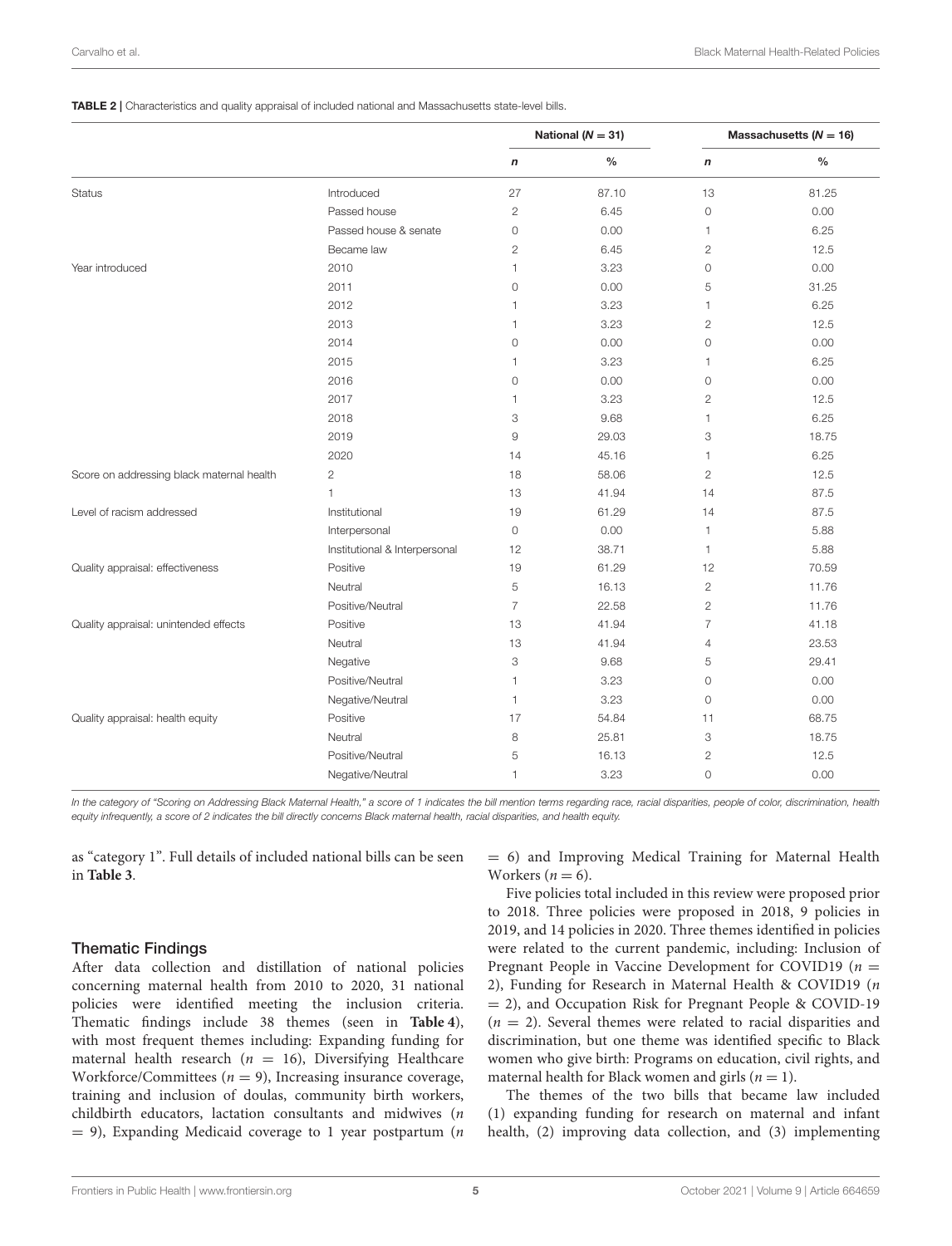**TABLE 2 |** Characteristics and quality appraisal of included national and Massachusetts state-level bills.

| | | National ($N = 31$) | | Massachusetts ($N = 16$) | |
|---|---|---|---|---|---|
| | | *n* | % | *n* | % |
| Status | Introduced | 27 | 87.10 | 13 | 81.25 |
| | Passed house | 2 | 6.45 | 0 | 0.00 |
| | Passed house & senate | 0 | 0.00 | 1 | 6.25 |
| | Became law | 2 | 6.45 | 2 | 12.5 |
| Year introduced | 2010 | 1 | 3.23 | 0 | 0.00 |
| | 2011 | 0 | 0.00 | 5 | 31.25 |
| | 2012 | 1 | 3.23 | 1 | 6.25 |
| | 2013 | 1 | 3.23 | 2 | 12.5 |
| | 2014 | 0 | 0.00 | 0 | 0.00 |
| | 2015 | 1 | 3.23 | 1 | 6.25 |
| | 2016 | 0 | 0.00 | 0 | 0.00 |
| | 2017 | 1 | 3.23 | 2 | 12.5 |
| | 2018 | 3 | 9.68 | 1 | 6.25 |
| | 2019 | 9 | 29.03 | 3 | 18.75 |
| | 2020 | 14 | 45.16 | 1 | 6.25 |
| Score on addressing black maternal health | 2 | 18 | 58.06 | 2 | 12.5 |
| | 1 | 13 | 41.94 | 14 | 87.5 |
| Level of racism addressed | Institutional | 19 | 61.29 | 14 | 87.5 |
| | Interpersonal | 0 | 0.00 | 1 | 5.88 |
| | Institutional & Interpersonal | 12 | 38.71 | 1 | 5.88 |
| Quality appraisal: effectiveness | Positive | 19 | 61.29 | 12 | 70.59 |
| | Neutral | 5 | 16.13 | 2 | 11.76 |
| | Positive/Neutral | 7 | 22.58 | 2 | 11.76 |
| Quality appraisal: unintended effects | Positive | 13 | 41.94 | 7 | 41.18 |
| | Neutral | 13 | 41.94 | 4 | 23.53 |
| | Negative | 3 | 9.68 | 5 | 29.41 |
| | Positive/Neutral | 1 | 3.23 | 0 | 0.00 |
| | Negative/Neutral | 1 | 3.23 | 0 | 0.00 |
| Quality appraisal: health equity | Positive | 17 | 54.84 | 11 | 68.75 |
| | Neutral | 8 | 25.81 | 3 | 18.75 |
| | Positive/Neutral | 5 | 16.13 | 2 | 12.5 |
| | Negative/Neutral | 1 | 3.23 | 0 | 0.00 |

*In the category of "Scoring on Addressing Black Maternal Health," a score of 1 indicates the bill mention terms regarding race, racial disparities, people of color, discrimination, health equity infrequently, a score of 2 indicates the bill directly concerns Black maternal health, racial disparities, and health equity.*

as "category 1". Full details of included national bills can be seen in **Table 3**.

### Thematic Findings

After data collection and distillation of national policies concerning maternal health from 2010 to 2020, 31 national policies were identified meeting the inclusion criteria. Thematic findings include 38 themes (seen in **Table 4**), with most frequent themes including: Expanding funding for maternal health research ($n = 16$), Diversifying Healthcare Workforce/Committees ($n = 9$), Increasing insurance coverage, training and inclusion of doulas, community birth workers, childbirth educators, lactation consultants and midwives ($n = 9$), Expanding Medicaid coverage to 1 year postpartum ($n = 6$) and Improving Medical Training for Maternal Health Workers ($n = 6$).

Five policies total included in this review were proposed prior to 2018. Three policies were proposed in 2018, 9 policies in 2019, and 14 policies in 2020. Three themes identified in policies were related to the current pandemic, including: Inclusion of Pregnant People in Vaccine Development for COVID19 ($n = 2$), Funding for Research in Maternal Health & COVID19 ($n = 2$), and Occupation Risk for Pregnant People & COVID-19 ($n = 2$). Several themes were related to racial disparities and discrimination, but one theme was identified specific to Black women who give birth: Programs on education, civil rights, and maternal health for Black women and girls ($n = 1$).

The themes of the two bills that became law included (1) expanding funding for research on maternal and infant health, (2) improving data collection, and (3) implementing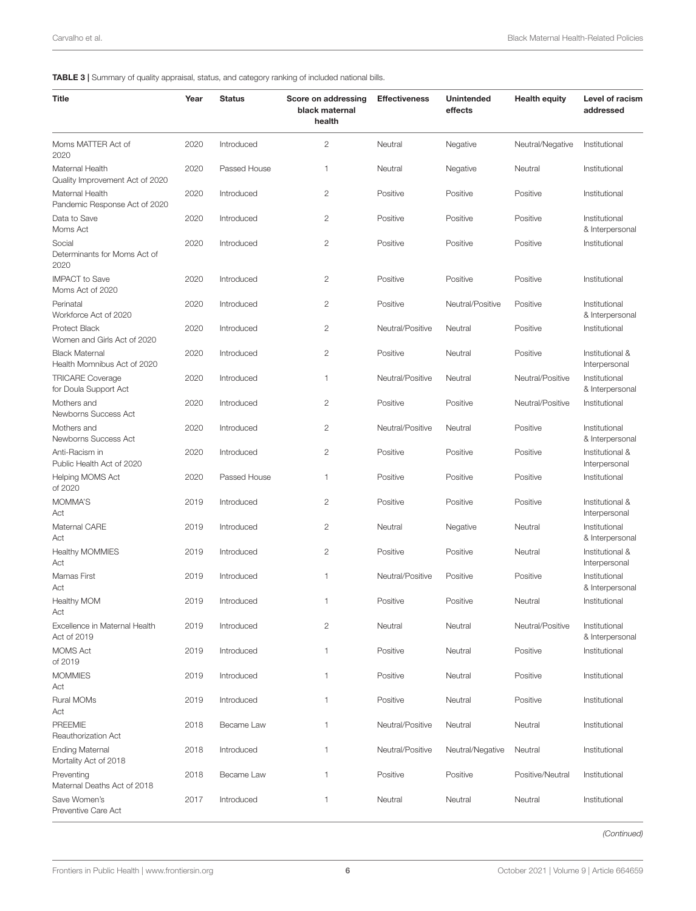**TABLE 3 |** Summary of quality appraisal, status, and category ranking of included national bills.

| Title | Year | Status | Score on addressing black maternal health | Effectiveness | Unintended effects | Health equity | Level of racism addressed |
|---|---|---|---|---|---|---|---|
| Moms MATTER Act of 2020 | 2020 | Introduced | 2 | Neutral | Negative | Neutral/Negative | Institutional |
| Maternal Health Quality Improvement Act of 2020 | 2020 | Passed House | 1 | Neutral | Negative | Neutral | Institutional |
| Maternal Health Pandemic Response Act of 2020 | 2020 | Introduced | 2 | Positive | Positive | Positive | Institutional |
| Data to Save Moms Act | 2020 | Introduced | 2 | Positive | Positive | Positive | Institutional & Interpersonal |
| Social Determinants for Moms Act of 2020 | 2020 | Introduced | 2 | Positive | Positive | Positive | Institutional |
| IMPACT to Save Moms Act of 2020 | 2020 | Introduced | 2 | Positive | Positive | Positive | Institutional |
| Perinatal Workforce Act of 2020 | 2020 | Introduced | 2 | Positive | Neutral/Positive | Positive | Institutional & Interpersonal |
| Protect Black Women and Girls Act of 2020 | 2020 | Introduced | 2 | Neutral/Positive | Neutral | Positive | Institutional |
| Black Maternal Health Momnibus Act of 2020 | 2020 | Introduced | 2 | Positive | Neutral | Positive | Institutional & Interpersonal |
| TRICARE Coverage for Doula Support Act | 2020 | Introduced | 1 | Neutral/Positive | Neutral | Neutral/Positive | Institutional & Interpersonal |
| Mothers and Newborns Success Act | 2020 | Introduced | 2 | Positive | Positive | Neutral/Positive | Institutional |
| Mothers and Newborns Success Act | 2020 | Introduced | 2 | Neutral/Positive | Neutral | Positive | Institutional & Interpersonal |
| Anti-Racism in Public Health Act of 2020 | 2020 | Introduced | 2 | Positive | Positive | Positive | Institutional & Interpersonal |
| Helping MOMS Act of 2020 | 2020 | Passed House | 1 | Positive | Positive | Positive | Institutional |
| MOMMA'S Act | 2019 | Introduced | 2 | Positive | Positive | Positive | Institutional & Interpersonal |
| Maternal CARE Act | 2019 | Introduced | 2 | Neutral | Negative | Neutral | Institutional & Interpersonal |
| Healthy MOMMIES Act | 2019 | Introduced | 2 | Positive | Positive | Neutral | Institutional & Interpersonal |
| Mamas First Act | 2019 | Introduced | 1 | Neutral/Positive | Positive | Positive | Institutional & Interpersonal |
| Healthy MOM Act | 2019 | Introduced | 1 | Positive | Positive | Neutral | Institutional |
| Excellence in Maternal Health Act of 2019 | 2019 | Introduced | 2 | Neutral | Neutral | Neutral/Positive | Institutional & Interpersonal |
| MOMS Act of 2019 | 2019 | Introduced | 1 | Positive | Neutral | Positive | Institutional |
| MOMMIES Act | 2019 | Introduced | 1 | Positive | Neutral | Positive | Institutional |
| Rural MOMs Act | 2019 | Introduced | 1 | Positive | Neutral | Positive | Institutional |
| PREEMIE Reauthorization Act | 2018 | Became Law | 1 | Neutral/Positive | Neutral | Neutral | Institutional |
| Ending Maternal Mortality Act of 2018 | 2018 | Introduced | 1 | Neutral/Positive | Neutral/Negative | Neutral | Institutional |
| Preventing Maternal Deaths Act of 2018 | 2018 | Became Law | 1 | Positive | Positive | Positive/Neutral | Institutional |
| Save Women's Preventive Care Act | 2017 | Introduced | 1 | Neutral | Neutral | Neutral | Institutional |

*(Continued)*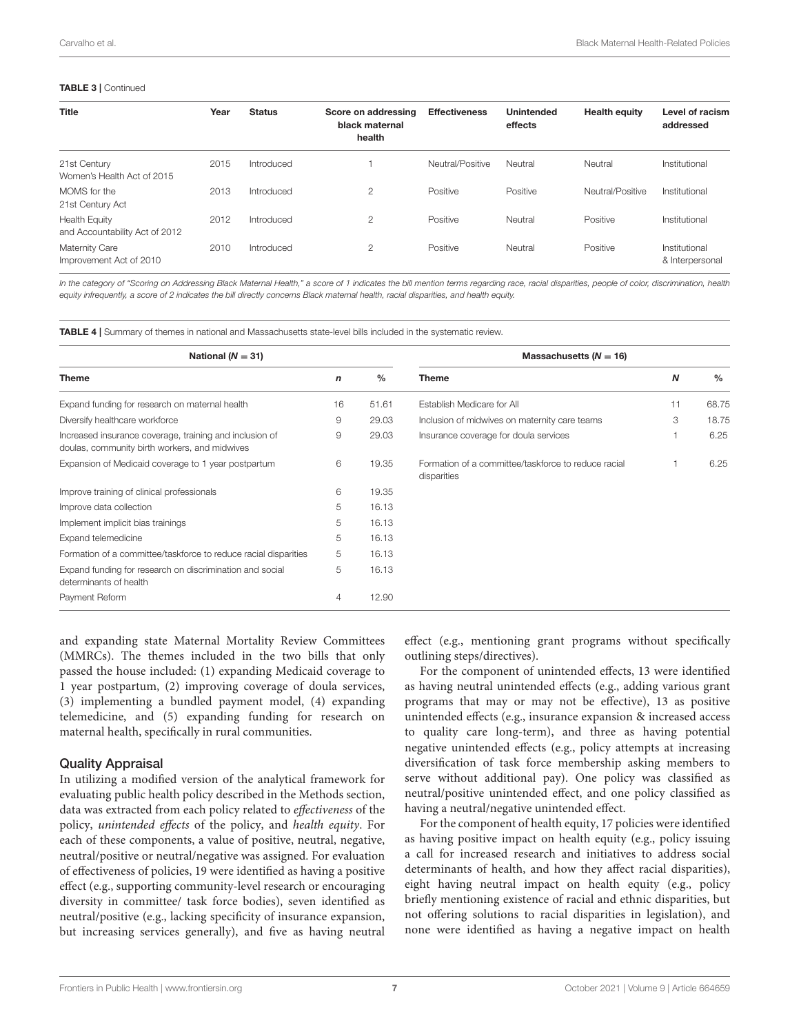**TABLE 3 |** Continued

| Title | Year | Status | Score on addressing black maternal health | Effectiveness | Unintended effects | Health equity | Level of racism addressed |
|---|---|---|---|---|---|---|---|
| 21st Century Women's Health Act of 2015 | 2015 | Introduced | 1 | Neutral/Positive | Neutral | Neutral | Institutional |
| MOMS for the 21st Century Act | 2013 | Introduced | 2 | Positive | Positive | Neutral/Positive | Institutional |
| Health Equity and Accountability Act of 2012 | 2012 | Introduced | 2 | Positive | Neutral | Positive | Institutional |
| Maternity Care Improvement Act of 2010 | 2010 | Introduced | 2 | Positive | Neutral | Positive | Institutional & Interpersonal |

*In the category of "Scoring on Addressing Black Maternal Health," a score of 1 indicates the bill mention terms regarding race, racial disparities, people of color, discrimination, health equity infrequently, a score of 2 indicates the bill directly concerns Black maternal health, racial disparities, and health equity.*

**TABLE 4 |** Summary of themes in national and Massachusetts state-level bills included in the systematic review.

| National (N = 31) | | | Massachusetts (N = 16) | | |
|---|---|---|---|---|---|
| **Theme** | ***n*** | **%** | **Theme** | ***N*** | **%** |
| Expand funding for research on maternal health | 16 | 51.61 | Establish Medicare for All | 11 | 68.75 |
| Diversify healthcare workforce | 9 | 29.03 | Inclusion of midwives on maternity care teams | 3 | 18.75 |
| Increased insurance coverage, training and inclusion of doulas, community birth workers, and midwives | 9 | 29.03 | Insurance coverage for doula services | 1 | 6.25 |
| Expansion of Medicaid coverage to 1 year postpartum | 6 | 19.35 | Formation of a committee/taskforce to reduce racial disparities | 1 | 6.25 |
| Improve training of clinical professionals | 6 | 19.35 | | | |
| Improve data collection | 5 | 16.13 | | | |
| Implement implicit bias trainings | 5 | 16.13 | | | |
| Expand telemedicine | 5 | 16.13 | | | |
| Formation of a committee/taskforce to reduce racial disparities | 5 | 16.13 | | | |
| Expand funding for research on discrimination and social determinants of health | 5 | 16.13 | | | |
| Payment Reform | 4 | 12.90 | | | |

and expanding state Maternal Mortality Review Committees (MMRCs). The themes included in the two bills that only passed the house included: (1) expanding Medicaid coverage to 1 year postpartum, (2) improving coverage of doula services, (3) implementing a bundled payment model, (4) expanding telemedicine, and (5) expanding funding for research on maternal health, specifically in rural communities.

### Quality Appraisal

In utilizing a modified version of the analytical framework for evaluating public health policy described in the Methods section, data was extracted from each policy related to *effectiveness* of the policy, *unintended effects* of the policy, and *health equity*. For each of these components, a value of positive, neutral, negative, neutral/positive or neutral/negative was assigned. For evaluation of effectiveness of policies, 19 were identified as having a positive effect (e.g., supporting community-level research or encouraging diversity in committee/ task force bodies), seven identified as neutral/positive (e.g., lacking specificity of insurance expansion, but increasing services generally), and five as having neutral effect (e.g., mentioning grant programs without specifically outlining steps/directives).

For the component of unintended effects, 13 were identified as having neutral unintended effects (e.g., adding various grant programs that may or may not be effective), 13 as positive unintended effects (e.g., insurance expansion & increased access to quality care long-term), and three as having potential negative unintended effects (e.g., policy attempts at increasing diversification of task force membership asking members to serve without additional pay). One policy was classified as neutral/positive unintended effect, and one policy classified as having a neutral/negative unintended effect.

For the component of health equity, 17 policies were identified as having positive impact on health equity (e.g., policy issuing a call for increased research and initiatives to address social determinants of health, and how they affect racial disparities), eight having neutral impact on health equity (e.g., policy briefly mentioning existence of racial and ethnic disparities, but not offering solutions to racial disparities in legislation), and none were identified as having a negative impact on health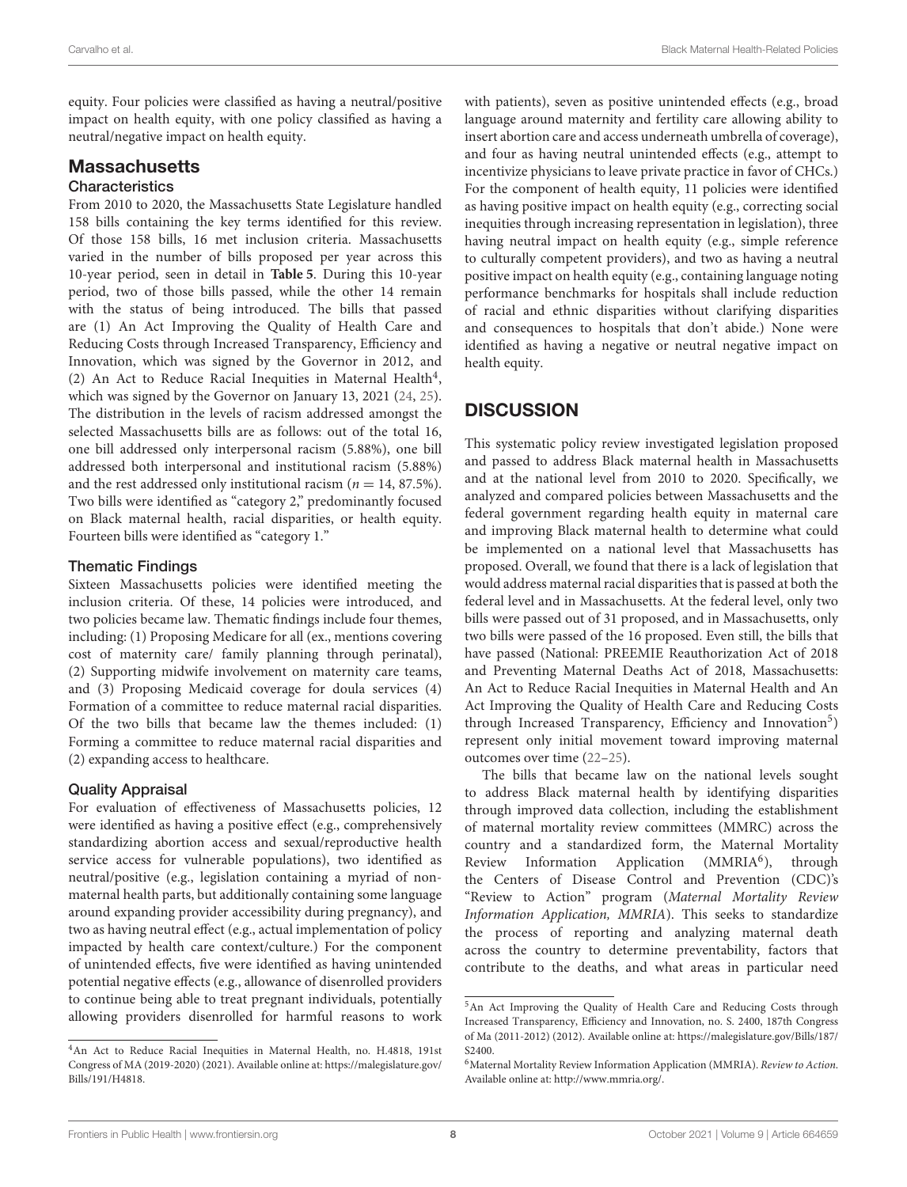equity. Four policies were classified as having a neutral/positive impact on health equity, with one policy classified as having a neutral/negative impact on health equity.

## Massachusetts

### Characteristics

From 2010 to 2020, the Massachusetts State Legislature handled 158 bills containing the key terms identified for this review. Of those 158 bills, 16 met inclusion criteria. Massachusetts varied in the number of bills proposed per year across this 10-year period, seen in detail in **Table 5**. During this 10-year period, two of those bills passed, while the other 14 remain with the status of being introduced. The bills that passed are (1) An Act Improving the Quality of Health Care and Reducing Costs through Increased Transparency, Efficiency and Innovation, which was signed by the Governor in 2012, and (2) An Act to Reduce Racial Inequities in Maternal Health[4], which was signed by the Governor on January 13, 2021 (24, 25). The distribution in the levels of racism addressed amongst the selected Massachusetts bills are as follows: out of the total 16, one bill addressed only interpersonal racism (5.88%), one bill addressed both interpersonal and institutional racism (5.88%) and the rest addressed only institutional racism ($n = 14$, 87.5%). Two bills were identified as "category 2," predominantly focused on Black maternal health, racial disparities, or health equity. Fourteen bills were identified as "category 1."

### Thematic Findings

Sixteen Massachusetts policies were identified meeting the inclusion criteria. Of these, 14 policies were introduced, and two policies became law. Thematic findings include four themes, including: (1) Proposing Medicare for all (ex., mentions covering cost of maternity care/ family planning through perinatal), (2) Supporting midwife involvement on maternity care teams, and (3) Proposing Medicaid coverage for doula services (4) Formation of a committee to reduce maternal racial disparities. Of the two bills that became law the themes included: (1) Forming a committee to reduce maternal racial disparities and (2) expanding access to healthcare.

### Quality Appraisal

For evaluation of effectiveness of Massachusetts policies, 12 were identified as having a positive effect (e.g., comprehensively standardizing abortion access and sexual/reproductive health service access for vulnerable populations), two identified as neutral/positive (e.g., legislation containing a myriad of non-maternal health parts, but additionally containing some language around expanding provider accessibility during pregnancy), and two as having neutral effect (e.g., actual implementation of policy impacted by health care context/culture.) For the component of unintended effects, five were identified as having unintended potential negative effects (e.g., allowance of disenrolled providers to continue being able to treat pregnant individuals, potentially allowing providers disenrolled for harmful reasons to work with patients), seven as positive unintended effects (e.g., broad language around maternity and fertility care allowing ability to insert abortion care and access underneath umbrella of coverage), and four as having neutral unintended effects (e.g., attempt to incentivize physicians to leave private practice in favor of CHCs.) For the component of health equity, 11 policies were identified as having positive impact on health equity (e.g., correcting social inequities through increasing representation in legislation), three having neutral impact on health equity (e.g., simple reference to culturally competent providers), and two as having a neutral positive impact on health equity (e.g., containing language noting performance benchmarks for hospitals shall include reduction of racial and ethnic disparities without clarifying disparities and consequences to hospitals that don't abide.) None were identified as having a negative or neutral negative impact on health equity.

## DISCUSSION

This systematic policy review investigated legislation proposed and passed to address Black maternal health in Massachusetts and at the national level from 2010 to 2020. Specifically, we analyzed and compared policies between Massachusetts and the federal government regarding health equity in maternal care and improving Black maternal health to determine what could be implemented on a national level that Massachusetts has proposed. Overall, we found that there is a lack of legislation that would address maternal racial disparities that is passed at both the federal level and in Massachusetts. At the federal level, only two bills were passed out of 31 proposed, and in Massachusetts, only two bills were passed of the 16 proposed. Even still, the bills that have passed (National: PREEMIE Reauthorization Act of 2018 and Preventing Maternal Deaths Act of 2018, Massachusetts: An Act to Reduce Racial Inequities in Maternal Health and An Act Improving the Quality of Health Care and Reducing Costs through Increased Transparency, Efficiency and Innovation[5]) represent only initial movement toward improving maternal outcomes over time (22–25).

The bills that became law on the national levels sought to address Black maternal health by identifying disparities through improved data collection, including the establishment of maternal mortality review committees (MMRC) across the country and a standardized form, the Maternal Mortality Review Information Application (MMRIA[6]), through the Centers of Disease Control and Prevention (CDC)'s "Review to Action" program (*Maternal Mortality Review Information Application, MMRIA*). This seeks to standardize the process of reporting and analyzing maternal death across the country to determine preventability, factors that contribute to the deaths, and what areas in particular need

---

[4]An Act to Reduce Racial Inequities in Maternal Health, no. H.4818, 191st Congress of MA (2019-2020) (2021). Available online at: https://malegislature.gov/Bills/191/H4818.

[5]An Act Improving the Quality of Health Care and Reducing Costs through Increased Transparency, Efficiency and Innovation, no. S. 2400, 187th Congress of Ma (2011-2012) (2012). Available online at: https://malegislature.gov/Bills/187/S2400.

[6]Maternal Mortality Review Information Application (MMRIA). *Review to Action*. Available online at: http://www.mmria.org/.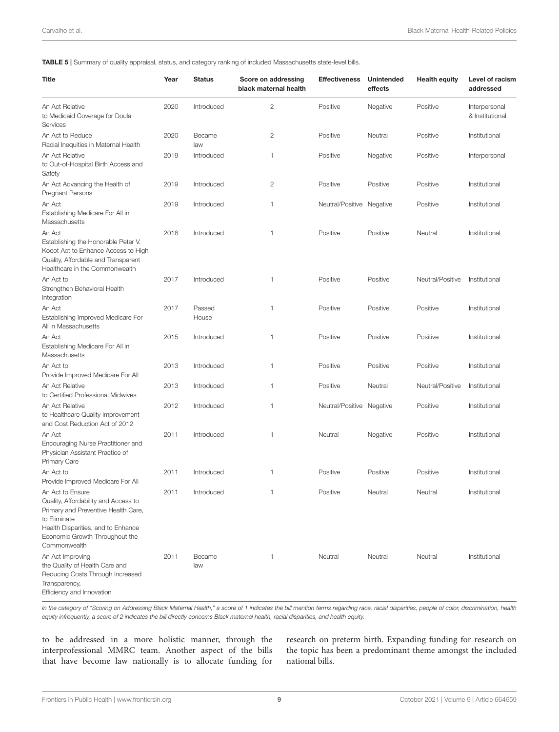**TABLE 5 |** Summary of quality appraisal, status, and category ranking of included Massachusetts state-level bills.

| Title | Year | Status | Score on addressing black maternal health | Effectiveness | Unintended effects | Health equity | Level of racism addressed |
|---|---|---|---|---|---|---|---|
| An Act Relative to Medicaid Coverage for Doula Services | 2020 | Introduced | 2 | Positive | Negative | Positive | Interpersonal & Institutional |
| An Act to Reduce Racial Inequities in Maternal Health | 2020 | Became law | 2 | Positive | Neutral | Positive | Institutional |
| An Act Relative to Out-of-Hospital Birth Access and Safety | 2019 | Introduced | 1 | Positive | Negative | Positive | Interpersonal |
| An Act Advancing the Health of Pregnant Persons | 2019 | Introduced | 2 | Positive | Positive | Positive | Institutional |
| An Act Establishing Medicare For All in Massachusetts | 2019 | Introduced | 1 | Neutral/Positive | Negative | Positive | Institutional |
| An Act Establishing the Honorable Peter V. Kocot Act to Enhance Access to High Quality, Affordable and Transparent Healthcare in the Commonwealth | 2018 | Introduced | 1 | Positive | Positive | Neutral | Institutional |
| An Act to Strengthen Behavioral Health Integration | 2017 | Introduced | 1 | Positive | Positive | Neutral/Positive | Institutional |
| An Act Establishing Improved Medicare For All in Massachusetts | 2017 | Passed House | 1 | Positive | Positive | Positive | Institutional |
| An Act Establishing Medicare For All in Massachusetts | 2015 | Introduced | 1 | Positive | Positive | Positive | Institutional |
| An Act to Provide Improved Medicare For All | 2013 | Introduced | 1 | Positive | Positive | Positive | Institutional |
| An Act Relative to Certified Professional Midwives | 2013 | Introduced | 1 | Positive | Neutral | Neutral/Positive | Institutional |
| An Act Relative to Healthcare Quality Improvement and Cost Reduction Act of 2012 | 2012 | Introduced | 1 | Neutral/Positive | Negative | Positive | Institutional |
| An Act Encouraging Nurse Practitioner and Physician Assistant Practice of Primary Care | 2011 | Introduced | 1 | Neutral | Negative | Positive | Institutional |
| An Act to Provide Improved Medicare For All | 2011 | Introduced | 1 | Positive | Positive | Positive | Institutional |
| An Act to Ensure Quality, Affordability and Access to Primary and Preventive Health Care, to Eliminate Health Disparities, and to Enhance Economic Growth Throughout the Commonwealth | 2011 | Introduced | 1 | Positive | Neutral | Neutral | Institutional |
| An Act Improving the Quality of Health Care and Reducing Costs Through Increased Transparency, Efficiency and Innovation | 2011 | Became law | 1 | Neutral | Neutral | Neutral | Institutional |

*In the category of "Scoring on Addressing Black Maternal Health," a score of 1 indicates the bill mention terms regarding race, racial disparities, people of color, discrimination, health equity infrequently, a score of 2 indicates the bill directly concerns Black maternal health, racial disparities, and health equity.*

to be addressed in a more holistic manner, through the interprofessional MMRC team. Another aspect of the bills that have become law nationally is to allocate funding for research on preterm birth. Expanding funding for research on the topic has been a predominant theme amongst the included national bills.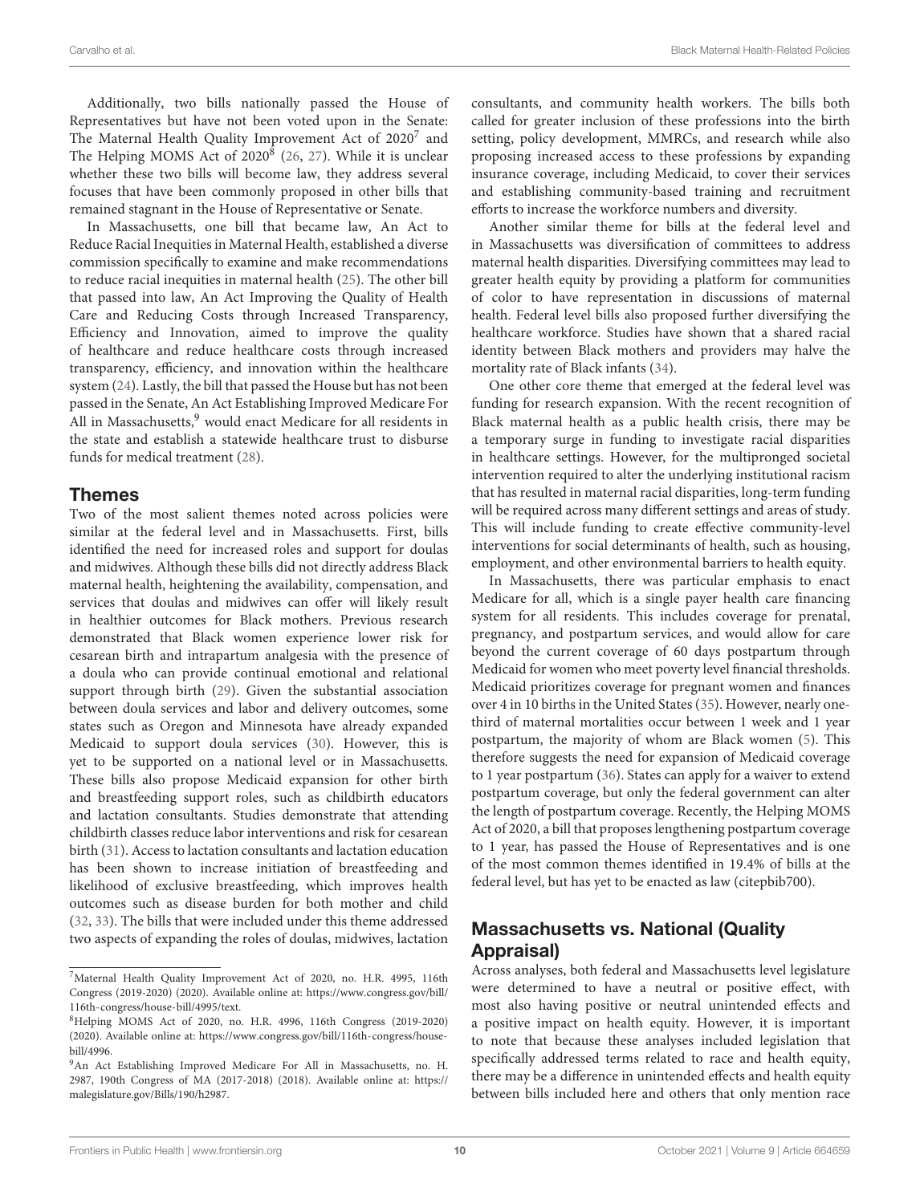Additionally, two bills nationally passed the House of Representatives but have not been voted upon in the Senate: The Maternal Health Quality Improvement Act of 2020[7] and The Helping MOMS Act of 2020[8] (26, 27). While it is unclear whether these two bills will become law, they address several focuses that have been commonly proposed in other bills that remained stagnant in the House of Representative or Senate.

In Massachusetts, one bill that became law, An Act to Reduce Racial Inequities in Maternal Health, established a diverse commission specifically to examine and make recommendations to reduce racial inequities in maternal health (25). The other bill that passed into law, An Act Improving the Quality of Health Care and Reducing Costs through Increased Transparency, Efficiency and Innovation, aimed to improve the quality of healthcare and reduce healthcare costs through increased transparency, efficiency, and innovation within the healthcare system (24). Lastly, the bill that passed the House but has not been passed in the Senate, An Act Establishing Improved Medicare For All in Massachusetts,[9] would enact Medicare for all residents in the state and establish a statewide healthcare trust to disburse funds for medical treatment (28).

## Themes

Two of the most salient themes noted across policies were similar at the federal level and in Massachusetts. First, bills identified the need for increased roles and support for doulas and midwives. Although these bills did not directly address Black maternal health, heightening the availability, compensation, and services that doulas and midwives can offer will likely result in healthier outcomes for Black mothers. Previous research demonstrated that Black women experience lower risk for cesarean birth and intrapartum analgesia with the presence of a doula who can provide continual emotional and relational support through birth (29). Given the substantial association between doula services and labor and delivery outcomes, some states such as Oregon and Minnesota have already expanded Medicaid to support doula services (30). However, this is yet to be supported on a national level or in Massachusetts. These bills also propose Medicaid expansion for other birth and breastfeeding support roles, such as childbirth educators and lactation consultants. Studies demonstrate that attending childbirth classes reduce labor interventions and risk for cesarean birth (31). Access to lactation consultants and lactation education has been shown to increase initiation of breastfeeding and likelihood of exclusive breastfeeding, which improves health outcomes such as disease burden for both mother and child (32, 33). The bills that were included under this theme addressed two aspects of expanding the roles of doulas, midwives, lactation consultants, and community health workers. The bills both called for greater inclusion of these professions into the birth setting, policy development, MMRCs, and research while also proposing increased access to these professions by expanding insurance coverage, including Medicaid, to cover their services and establishing community-based training and recruitment efforts to increase the workforce numbers and diversity.

Another similar theme for bills at the federal level and in Massachusetts was diversification of committees to address maternal health disparities. Diversifying committees may lead to greater health equity by providing a platform for communities of color to have representation in discussions of maternal health. Federal level bills also proposed further diversifying the healthcare workforce. Studies have shown that a shared racial identity between Black mothers and providers may halve the mortality rate of Black infants (34).

One other core theme that emerged at the federal level was funding for research expansion. With the recent recognition of Black maternal health as a public health crisis, there may be a temporary surge in funding to investigate racial disparities in healthcare settings. However, for the multipronged societal intervention required to alter the underlying institutional racism that has resulted in maternal racial disparities, long-term funding will be required across many different settings and areas of study. This will include funding to create effective community-level interventions for social determinants of health, such as housing, employment, and other environmental barriers to health equity.

In Massachusetts, there was particular emphasis to enact Medicare for all, which is a single payer health care financing system for all residents. This includes coverage for prenatal, pregnancy, and postpartum services, and would allow for care beyond the current coverage of 60 days postpartum through Medicaid for women who meet poverty level financial thresholds. Medicaid prioritizes coverage for pregnant women and finances over 4 in 10 births in the United States (35). However, nearly one-third of maternal mortalities occur between 1 week and 1 year postpartum, the majority of whom are Black women (5). This therefore suggests the need for expansion of Medicaid coverage to 1 year postpartum (36). States can apply for a waiver to extend postpartum coverage, but only the federal government can alter the length of postpartum coverage. Recently, the Helping MOMS Act of 2020, a bill that proposes lengthening postpartum coverage to 1 year, has passed the House of Representatives and is one of the most common themes identified in 19.4% of bills at the federal level, but has yet to be enacted as law (citepbib700).

## Massachusetts vs. National (Quality Appraisal)

Across analyses, both federal and Massachusetts level legislature were determined to have a neutral or positive effect, with most also having positive or neutral unintended effects and a positive impact on health equity. However, it is important to note that because these analyses included legislation that specifically addressed terms related to race and health equity, there may be a difference in unintended effects and health equity between bills included here and others that only mention race

---

[7] Maternal Health Quality Improvement Act of 2020, no. H.R. 4995, 116th Congress (2019-2020) (2020). Available online at: https://www.congress.gov/bill/116th-congress/house-bill/4995/text.

[8] Helping MOMS Act of 2020, no. H.R. 4996, 116th Congress (2019-2020) (2020). Available online at: https://www.congress.gov/bill/116th-congress/house-bill/4996.

[9] An Act Establishing Improved Medicare For All in Massachusetts, no. H. 2987, 190th Congress of MA (2017-2018) (2018). Available online at: https://malegislature.gov/Bills/190/h2987.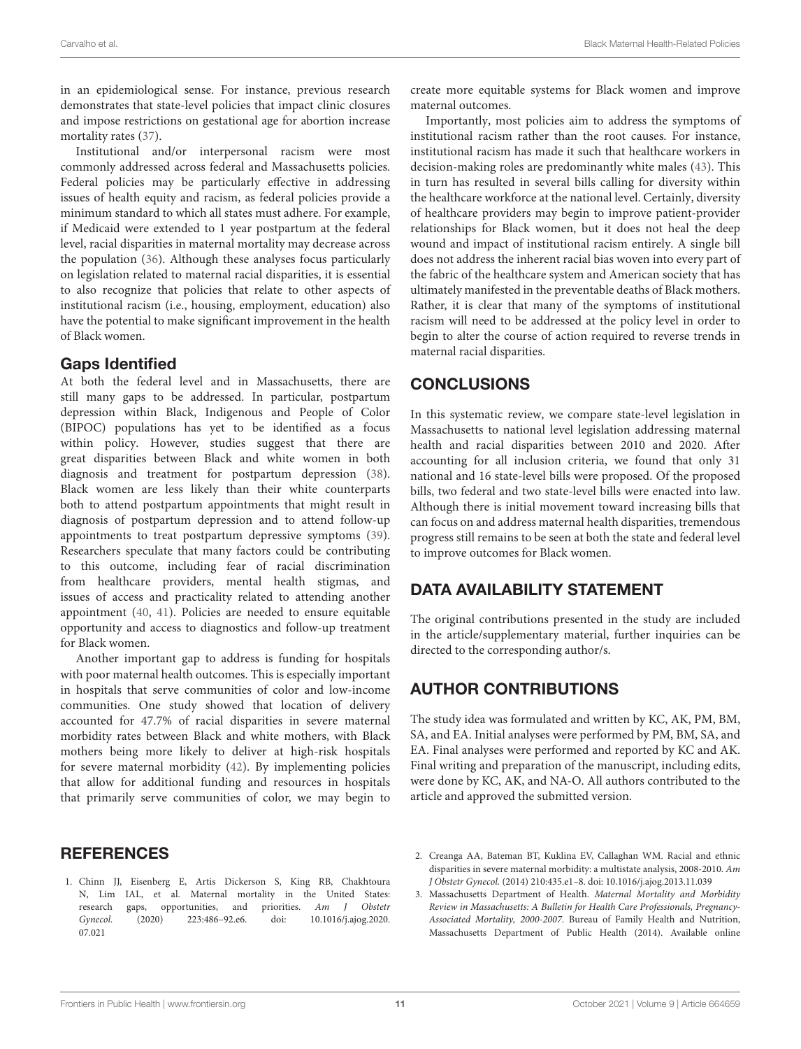in an epidemiological sense. For instance, previous research demonstrates that state-level policies that impact clinic closures and impose restrictions on gestational age for abortion increase mortality rates (37).

Institutional and/or interpersonal racism were most commonly addressed across federal and Massachusetts policies. Federal policies may be particularly effective in addressing issues of health equity and racism, as federal policies provide a minimum standard to which all states must adhere. For example, if Medicaid were extended to 1 year postpartum at the federal level, racial disparities in maternal mortality may decrease across the population (36). Although these analyses focus particularly on legislation related to maternal racial disparities, it is essential to also recognize that policies that relate to other aspects of institutional racism (i.e., housing, employment, education) also have the potential to make significant improvement in the health of Black women.

### Gaps Identified

At both the federal level and in Massachusetts, there are still many gaps to be addressed. In particular, postpartum depression within Black, Indigenous and People of Color (BIPOC) populations has yet to be identified as a focus within policy. However, studies suggest that there are great disparities between Black and white women in both diagnosis and treatment for postpartum depression (38). Black women are less likely than their white counterparts both to attend postpartum appointments that might result in diagnosis of postpartum depression and to attend follow-up appointments to treat postpartum depressive symptoms (39). Researchers speculate that many factors could be contributing to this outcome, including fear of racial discrimination from healthcare providers, mental health stigmas, and issues of access and practicality related to attending another appointment (40, 41). Policies are needed to ensure equitable opportunity and access to diagnostics and follow-up treatment for Black women.

Another important gap to address is funding for hospitals with poor maternal health outcomes. This is especially important in hospitals that serve communities of color and low-income communities. One study showed that location of delivery accounted for 47.7% of racial disparities in severe maternal morbidity rates between Black and white mothers, with Black mothers being more likely to deliver at high-risk hospitals for severe maternal morbidity (42). By implementing policies that allow for additional funding and resources in hospitals that primarily serve communities of color, we may begin to create more equitable systems for Black women and improve maternal outcomes.

Importantly, most policies aim to address the symptoms of institutional racism rather than the root causes. For instance, institutional racism has made it such that healthcare workers in decision-making roles are predominantly white males (43). This in turn has resulted in several bills calling for diversity within the healthcare workforce at the national level. Certainly, diversity of healthcare providers may begin to improve patient-provider relationships for Black women, but it does not heal the deep wound and impact of institutional racism entirely. A single bill does not address the inherent racial bias woven into every part of the fabric of the healthcare system and American society that has ultimately manifested in the preventable deaths of Black mothers. Rather, it is clear that many of the symptoms of institutional racism will need to be addressed at the policy level in order to begin to alter the course of action required to reverse trends in maternal racial disparities.

## CONCLUSIONS

In this systematic review, we compare state-level legislation in Massachusetts to national level legislation addressing maternal health and racial disparities between 2010 and 2020. After accounting for all inclusion criteria, we found that only 31 national and 16 state-level bills were proposed. Of the proposed bills, two federal and two state-level bills were enacted into law. Although there is initial movement toward increasing bills that can focus on and address maternal health disparities, tremendous progress still remains to be seen at both the state and federal level to improve outcomes for Black women.

## DATA AVAILABILITY STATEMENT

The original contributions presented in the study are included in the article/supplementary material, further inquiries can be directed to the corresponding author/s.

## AUTHOR CONTRIBUTIONS

The study idea was formulated and written by KC, AK, PM, BM, SA, and EA. Initial analyses were performed by PM, BM, SA, and EA. Final analyses were performed and reported by KC and AK. Final writing and preparation of the manuscript, including edits, were done by KC, AK, and NA-O. All authors contributed to the article and approved the submitted version.

## REFERENCES

1. Chinn JJ, Eisenberg E, Artis Dickerson S, King RB, Chakhtoura N, Lim IAL, et al. Maternal mortality in the United States: research gaps, opportunities, and priorities. *Am J Obstetr Gynecol.* (2020) 223:486–92.e6. doi: 10.1016/j.ajog.2020.07.021
2. Creanga AA, Bateman BT, Kuklina EV, Callaghan WM. Racial and ethnic disparities in severe maternal morbidity: a multistate analysis, 2008-2010. *Am J Obstetr Gynecol.* (2014) 210:435.e1–8. doi: 10.1016/j.ajog.2013.11.039
3. Massachusetts Department of Health. *Maternal Mortality and Morbidity Review in Massachusetts: A Bulletin for Health Care Professionals, Pregnancy-Associated Mortality, 2000-2007*. Bureau of Family Health and Nutrition, Massachusetts Department of Public Health (2014). Available online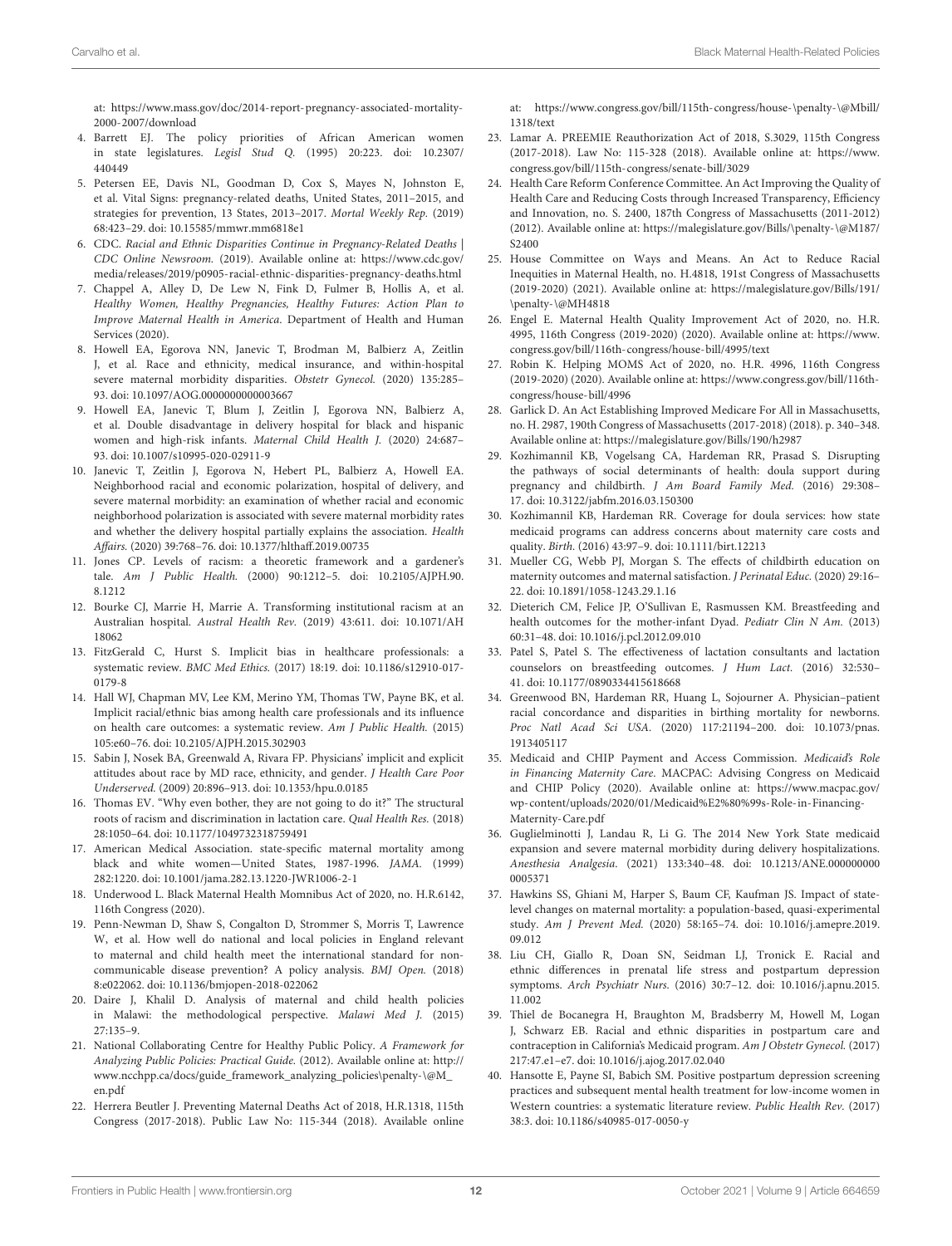at: https://www.mass.gov/doc/2014-report-pregnancy-associated-mortality-2000-2007/download

4. Barrett EJ. The policy priorities of African American women in state legislatures. *Legisl Stud Q.* (1995) 20:223. doi: 10.2307/440449
5. Petersen EE, Davis NL, Goodman D, Cox S, Mayes N, Johnston E, et al. Vital Signs: pregnancy-related deaths, United States, 2011–2015, and strategies for prevention, 13 States, 2013–2017. *Mortal Weekly Rep.* (2019) 68:423–29. doi: 10.15585/mmwr.mm6818e1
6. CDC. *Racial and Ethnic Disparities Continue in Pregnancy-Related Deaths | CDC Online Newsroom.* (2019). Available online at: https://www.cdc.gov/media/releases/2019/p0905-racial-ethnic-disparities-pregnancy-deaths.html
7. Chappel A, Alley D, De Lew N, Fink D, Fulmer B, Hollis A, et al. *Healthy Women, Healthy Pregnancies, Healthy Futures: Action Plan to Improve Maternal Health in America.* Department of Health and Human Services (2020).
8. Howell EA, Egorova NN, Janevic T, Brodman M, Balbierz A, Zeitlin J, et al. Race and ethnicity, medical insurance, and within-hospital severe maternal morbidity disparities. *Obstetr Gynecol.* (2020) 135:285–93. doi: 10.1097/AOG.0000000000003667
9. Howell EA, Janevic T, Blum J, Zeitlin J, Egorova NN, Balbierz A, et al. Double disadvantage in delivery hospital for black and hispanic women and high-risk infants. *Maternal Child Health J.* (2020) 24:687–93. doi: 10.1007/s10995-020-02911-9
10. Janevic T, Zeitlin J, Egorova N, Hebert PL, Balbierz A, Howell EA. Neighborhood racial and economic polarization, hospital of delivery, and severe maternal morbidity: an examination of whether racial and economic neighborhood polarization is associated with severe maternal morbidity rates and whether the delivery hospital partially explains the association. *Health Affairs.* (2020) 39:768–76. doi: 10.1377/hlthaff.2019.00735
11. Jones CP. Levels of racism: a theoretic framework and a gardener's tale. *Am J Public Health.* (2000) 90:1212–5. doi: 10.2105/AJPH.90.8.1212
12. Bourke CJ, Marrie H, Marrie A. Transforming institutional racism at an Australian hospital. *Austral Health Rev.* (2019) 43:611. doi: 10.1071/AH18062
13. FitzGerald C, Hurst S. Implicit bias in healthcare professionals: a systematic review. *BMC Med Ethics.* (2017) 18:19. doi: 10.1186/s12910-017-0179-8
14. Hall WJ, Chapman MV, Lee KM, Merino YM, Thomas TW, Payne BK, et al. Implicit racial/ethnic bias among health care professionals and its influence on health care outcomes: a systematic review. *Am J Public Health.* (2015) 105:e60–76. doi: 10.2105/AJPH.2015.302903
15. Sabin J, Nosek BA, Greenwald A, Rivara FP. Physicians' implicit and explicit attitudes about race by MD race, ethnicity, and gender. *J Health Care Poor Underserved.* (2009) 20:896–913. doi: 10.1353/hpu.0.0185
16. Thomas EV. "Why even bother, they are not going to do it?" The structural roots of racism and discrimination in lactation care. *Qual Health Res.* (2018) 28:1050–64. doi: 10.1177/1049732318759491
17. American Medical Association. state-specific maternal mortality among black and white women—United States, 1987-1996. *JAMA.* (1999) 282:1220. doi: 10.1001/jama.282.13.1220-JWR1006-2-1
18. Underwood L. Black Maternal Health Momnibus Act of 2020, no. H.R.6142, 116th Congress (2020).
19. Penn-Newman D, Shaw S, Congalton D, Strommer S, Morris T, Lawrence W, et al. How well do national and local policies in England relevant to maternal and child health meet the international standard for non-communicable disease prevention? A policy analysis. *BMJ Open.* (2018) 8:e022062. doi: 10.1136/bmjopen-2018-022062
20. Daire J, Khalil D. Analysis of maternal and child health policies in Malawi: the methodological perspective. *Malawi Med J.* (2015) 27:135–9.
21. National Collaborating Centre for Healthy Public Policy. *A Framework for Analyzing Public Policies: Practical Guide.* (2012). Available online at: http://www.ncchpp.ca/docs/guide_framework_analyzing_policies\penalty-\@M_en.pdf
22. Herrera Beutler J. Preventing Maternal Deaths Act of 2018, H.R.1318, 115th Congress (2017-2018). Public Law No: 115-344 (2018). Available online at: https://www.congress.gov/bill/115th-congress/house-\penalty-\@Mbill/1318/text
23. Lamar A. PREEMIE Reauthorization Act of 2018, S.3029, 115th Congress (2017-2018). Law No: 115-328 (2018). Available online at: https://www.congress.gov/bill/115th-congress/senate-bill/3029
24. Health Care Reform Conference Committee. An Act Improving the Quality of Health Care and Reducing Costs through Increased Transparency, Efficiency and Innovation, no. S. 2400, 187th Congress of Massachusetts (2011-2012) (2012). Available online at: https://malegislature.gov/Bills/\penalty-\@M187/S2400
25. House Committee on Ways and Means. An Act to Reduce Racial Inequities in Maternal Health, no. H.4818, 191st Congress of Massachusetts (2019-2020) (2021). Available online at: https://malegislature.gov/Bills/191/\penalty-\@MH4818
26. Engel E. Maternal Health Quality Improvement Act of 2020, no. H.R. 4995, 116th Congress (2019-2020) (2020). Available online at: https://www.congress.gov/bill/116th-congress/house-bill/4995/text
27. Robin K. Helping MOMS Act of 2020, no. H.R. 4996, 116th Congress (2019-2020) (2020). Available online at: https://www.congress.gov/bill/116th-congress/house-bill/4996
28. Garlick D. An Act Establishing Improved Medicare For All in Massachusetts, no. H. 2987, 190th Congress of Massachusetts (2017-2018) (2018). p. 340–348. Available online at: https://malegislature.gov/Bills/190/h2987
29. Kozhimannil KB, Vogelsang CA, Hardeman RR, Prasad S. Disrupting the pathways of social determinants of health: doula support during pregnancy and childbirth. *J Am Board Family Med.* (2016) 29:308–17. doi: 10.3122/jabfm.2016.03.150300
30. Kozhimannil KB, Hardeman RR. Coverage for doula services: how state medicaid programs can address concerns about maternity care costs and quality. *Birth.* (2016) 43:97–9. doi: 10.1111/birt.12213
31. Mueller CG, Webb PJ, Morgan S. The effects of childbirth education on maternity outcomes and maternal satisfaction. *J Perinatal Educ.* (2020) 29:16–22. doi: 10.1891/1058-1243.29.1.16
32. Dieterich CM, Felice JP, O'Sullivan E, Rasmussen KM. Breastfeeding and health outcomes for the mother-infant Dyad. *Pediatr Clin N Am.* (2013) 60:31–48. doi: 10.1016/j.pcl.2012.09.010
33. Patel S, Patel S. The effectiveness of lactation consultants and lactation counselors on breastfeeding outcomes. *J Hum Lact.* (2016) 32:530–41. doi: 10.1177/0890334415618668
34. Greenwood BN, Hardeman RR, Huang L, Sojourner A. Physician–patient racial concordance and disparities in birthing mortality for newborns. *Proc Natl Acad Sci USA.* (2020) 117:21194–200. doi: 10.1073/pnas.1913405117
35. Medicaid and CHIP Payment and Access Commission. *Medicaid's Role in Financing Maternity Care.* MACPAC: Advising Congress on Medicaid and CHIP Policy (2020). Available online at: https://www.macpac.gov/wp-content/uploads/2020/01/Medicaid%E2%80%99s-Role-in-Financing-Maternity-Care.pdf
36. Guglielminotti J, Landau R, Li G. The 2014 New York State medicaid expansion and severe maternal morbidity during delivery hospitalizations. *Anesthesia Analgesia.* (2021) 133:340–48. doi: 10.1213/ANE.0000000000005371
37. Hawkins SS, Ghiani M, Harper S, Baum CF, Kaufman JS. Impact of state-level changes on maternal mortality: a population-based, quasi-experimental study. *Am J Prevent Med.* (2020) 58:165–74. doi: 10.1016/j.amepre.2019.09.012
38. Liu CH, Giallo R, Doan SN, Seidman LJ, Tronick E. Racial and ethnic differences in prenatal life stress and postpartum depression symptoms. *Arch Psychiatr Nurs.* (2016) 30:7–12. doi: 10.1016/j.apnu.2015.11.002
39. Thiel de Bocanegra H, Braughton M, Bradsberry M, Howell M, Logan J, Schwarz EB. Racial and ethnic disparities in postpartum care and contraception in California's Medicaid program. *Am J Obstetr Gynecol.* (2017) 217:47.e1–e7. doi: 10.1016/j.ajog.2017.02.040
40. Hansotte E, Payne SI, Babich SM. Positive postpartum depression screening practices and subsequent mental health treatment for low-income women in Western countries: a systematic literature review. *Public Health Rev.* (2017) 38:3. doi: 10.1186/s40985-017-0050-y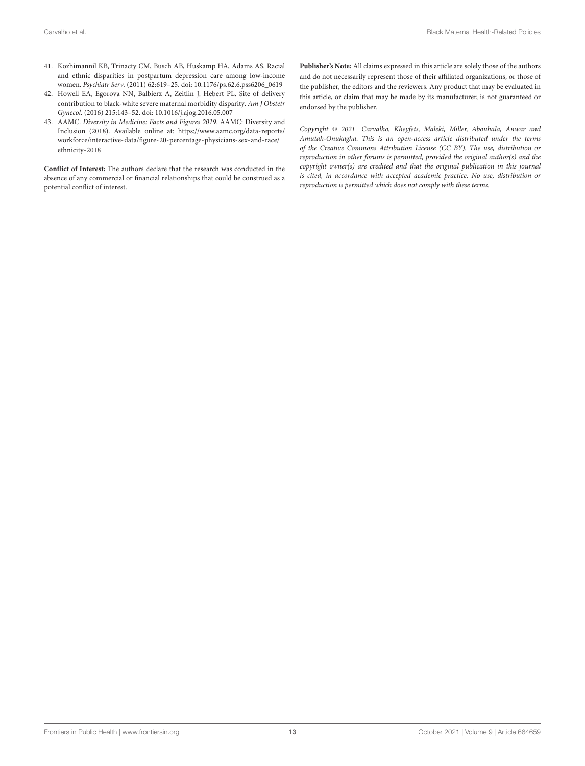41. Kozhimannil KB, Trinacty CM, Busch AB, Huskamp HA, Adams AS. Racial and ethnic disparities in postpartum depression care among low-income women. *Psychiatr Serv.* (2011) 62:619–25. doi: 10.1176/ps.62.6.pss6206_0619
42. Howell EA, Egorova NN, Balbierz A, Zeitlin J, Hebert PL. Site of delivery contribution to black-white severe maternal morbidity disparity. *Am J Obstetr Gynecol.* (2016) 215:143–52. doi: 10.1016/j.ajog.2016.05.007
43. AAMC. *Diversity in Medicine: Facts and Figures 2019.* AAMC: Diversity and Inclusion (2018). Available online at: https://www.aamc.org/data-reports/workforce/interactive-data/figure-20-percentage-physicians-sex-and-race/ethnicity-2018

**Conflict of Interest:** The authors declare that the research was conducted in the absence of any commercial or financial relationships that could be construed as a potential conflict of interest.

**Publisher's Note:** All claims expressed in this article are solely those of the authors and do not necessarily represent those of their affiliated organizations, or those of the publisher, the editors and the reviewers. Any product that may be evaluated in this article, or claim that may be made by its manufacturer, is not guaranteed or endorsed by the publisher.

*Copyright © 2021 Carvalho, Kheyfets, Maleki, Miller, Abouhala, Anwar and Amutah-Onukagha. This is an open-access article distributed under the terms of the Creative Commons Attribution License (CC BY). The use, distribution or reproduction in other forums is permitted, provided the original author(s) and the copyright owner(s) are credited and that the original publication in this journal is cited, in accordance with accepted academic practice. No use, distribution or reproduction is permitted which does not comply with these terms.*